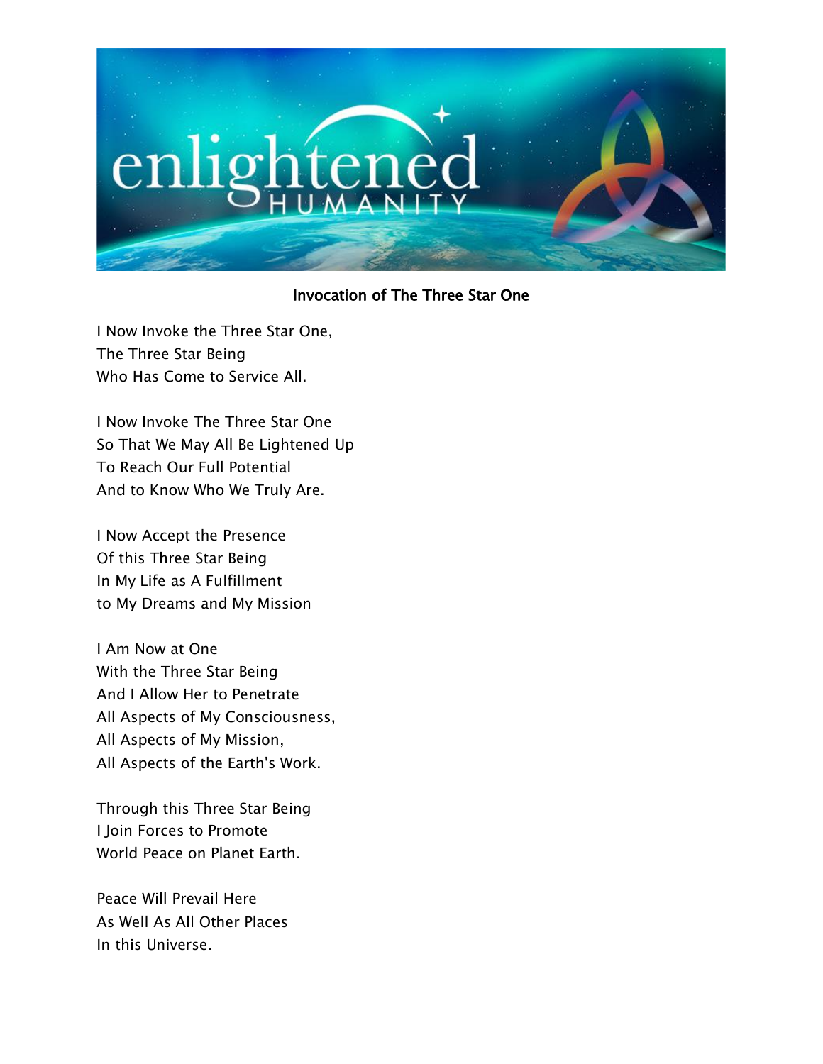# Invocation of The Three Star One

I Now Invoke the Three Star One,  
The Three Star Being  
Who Has Come to Service All.

I Now Invoke The Three Star One  
So That We May All Be Lightened Up  
To Reach Our Full Potential  
And to Know Who We Truly Are.

I Now Accept the Presence  
Of this Three Star Being  
In My Life as A Fulfillment  
to My Dreams and My Mission

I Am Now at One  
With the Three Star Being  
And I Allow Her to Penetrate  
All Aspects of My Consciousness,  
All Aspects of My Mission,  
All Aspects of the Earth's Work.

Through this Three Star Being  
I Join Forces to Promote  
World Peace on Planet Earth.

Peace Will Prevail Here  
As Well As All Other Places  
In this Universe.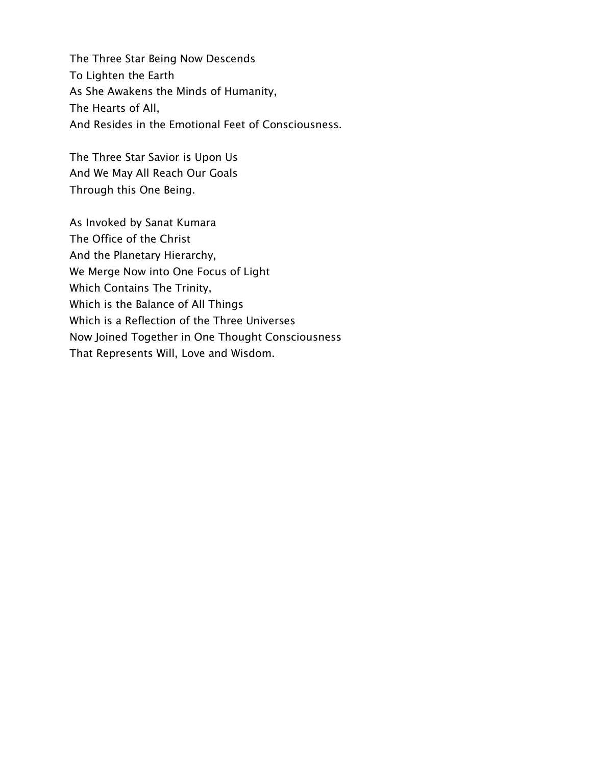The Three Star Being Now Descends
To Lighten the Earth
As She Awakens the Minds of Humanity,
The Hearts of All,
And Resides in the Emotional Feet of Consciousness.

The Three Star Savior is Upon Us
And We May All Reach Our Goals
Through this One Being.

As Invoked by Sanat Kumara
The Office of the Christ
And the Planetary Hierarchy,
We Merge Now into One Focus of Light
Which Contains The Trinity,
Which is the Balance of All Things
Which is a Reflection of the Three Universes
Now Joined Together in One Thought Consciousness
That Represents Will, Love and Wisdom.